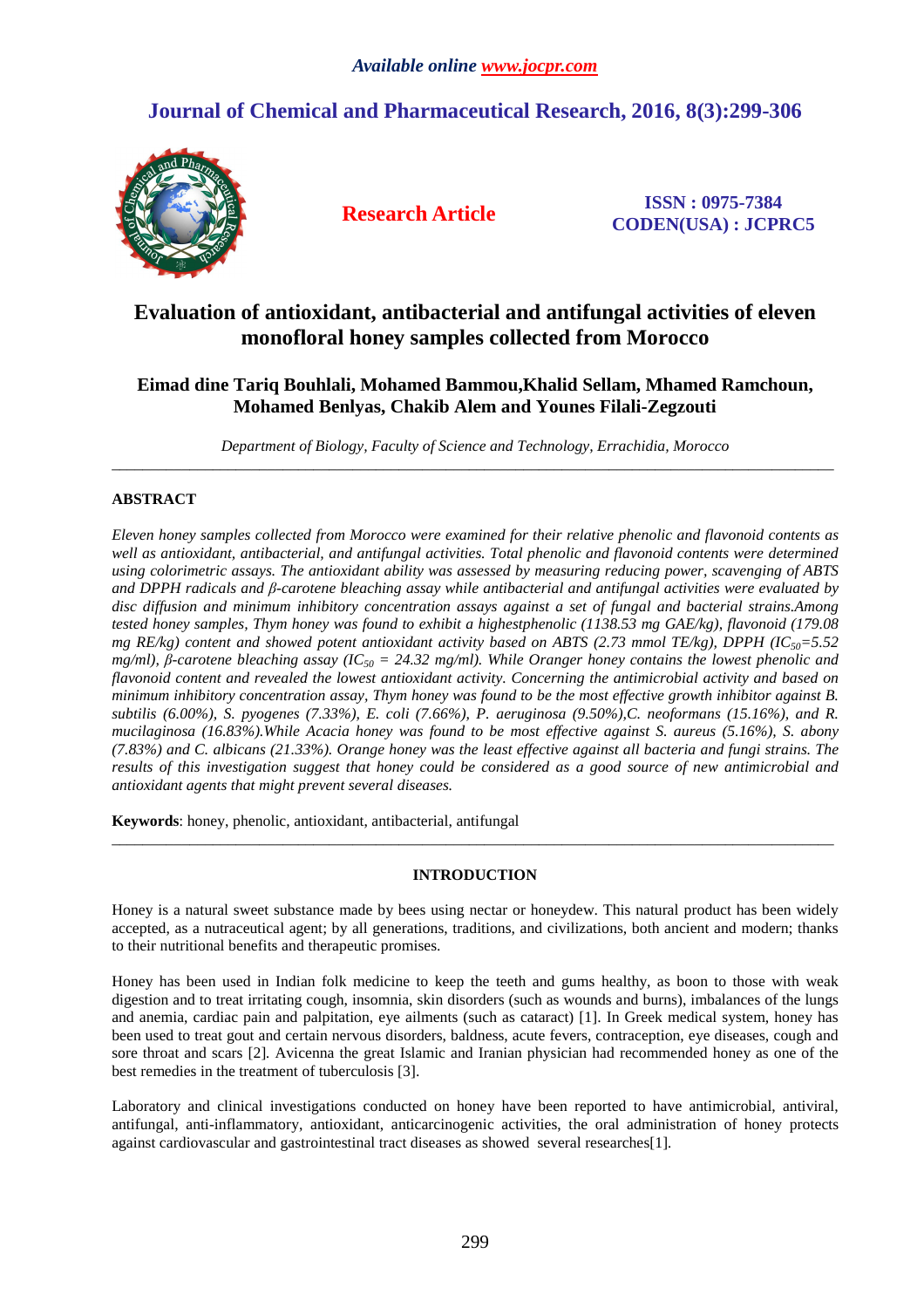# Evaluation of antioxidant, antibacterial and antifungal activities of eleven monofloral honey samples collected from Morocco

**Eimad dine Tariq Bouhlali, Mohamed Bammou,Khalid Sellam, Mhamed Ramchoun, Mohamed Benlyas, Chakib Alem and Younes Filali-Zegzouti**

*Department of Biology, Faculty of Science and Technology, Errachidia, Morocco*

---

## ABSTRACT

*Eleven honey samples collected from Morocco were examined for their relative phenolic and flavonoid contents as well as antioxidant, antibacterial, and antifungal activities. Total phenolic and flavonoid contents were determined using colorimetric assays. The antioxidant ability was assessed by measuring reducing power, scavenging of ABTS and DPPH radicals and β-carotene bleaching assay while antibacterial and antifungal activities were evaluated by disc diffusion and minimum inhibitory concentration assays against a set of fungal and bacterial strains.Among tested honey samples, Thym honey was found to exhibit a highestphenolic (1138.53 mg GAE/kg), flavonoid (179.08 mg RE/kg) content and showed potent antioxidant activity based on ABTS (2.73 mmol TE/kg), DPPH ($IC_{50}$=5.52 mg/ml), β-carotene bleaching assay ($IC_{50}$ = 24.32 mg/ml). While Oranger honey contains the lowest phenolic and flavonoid content and revealed the lowest antioxidant activity. Concerning the antimicrobial activity and based on minimum inhibitory concentration assay, Thym honey was found to be the most effective growth inhibitor against B. subtilis (6.00%), S. pyogenes (7.33%), E. coli (7.66%), P. aeruginosa (9.50%),C. neoformans (15.16%), and R. mucilaginosa (16.83%).While Acacia honey was found to be most effective against S. aureus (5.16%), S. abony (7.83%) and C. albicans (21.33%). Orange honey was the least effective against all bacteria and fungi strains. The results of this investigation suggest that honey could be considered as a good source of new antimicrobial and antioxidant agents that might prevent several diseases.*

**Keywords**: honey, phenolic, antioxidant, antibacterial, antifungal

---

## INTRODUCTION

Honey is a natural sweet substance made by bees using nectar or honeydew. This natural product has been widely accepted, as a nutraceutical agent; by all generations, traditions, and civilizations, both ancient and modern; thanks to their nutritional benefits and therapeutic promises.

Honey has been used in Indian folk medicine to keep the teeth and gums healthy, as boon to those with weak digestion and to treat irritating cough, insomnia, skin disorders (such as wounds and burns), imbalances of the lungs and anemia, cardiac pain and palpitation, eye ailments (such as cataract) [1]. In Greek medical system, honey has been used to treat gout and certain nervous disorders, baldness, acute fevers, contraception, eye diseases, cough and sore throat and scars [2]. Avicenna the great Islamic and Iranian physician had recommended honey as one of the best remedies in the treatment of tuberculosis [3].

Laboratory and clinical investigations conducted on honey have been reported to have antimicrobial, antiviral, antifungal, anti-inflammatory, antioxidant, anticarcinogenic activities, the oral administration of honey protects against cardiovascular and gastrointestinal tract diseases as showed several researches[1].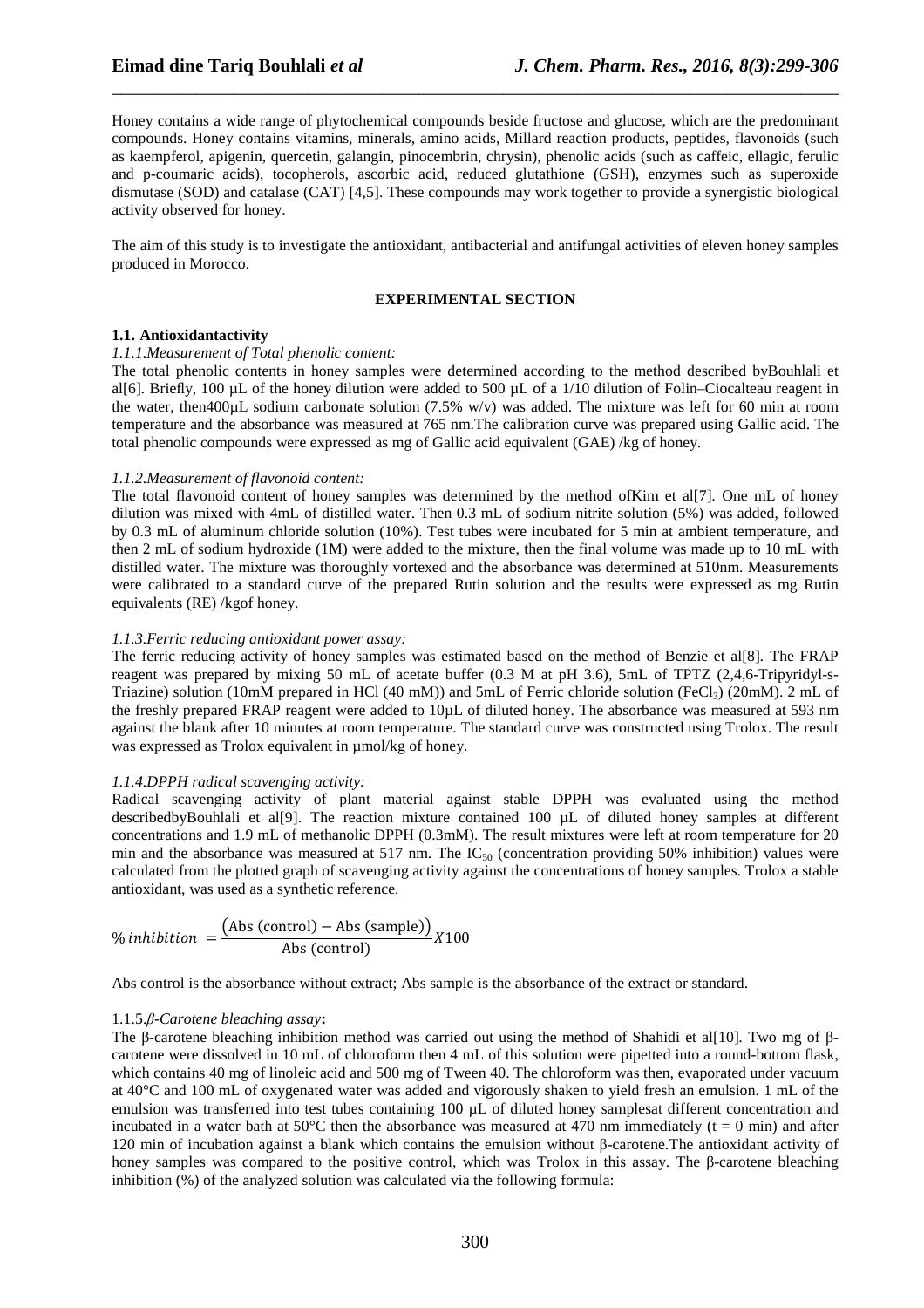Honey contains a wide range of phytochemical compounds beside fructose and glucose, which are the predominant compounds. Honey contains vitamins, minerals, amino acids, Millard reaction products, peptides, flavonoids (such as kaempferol, apigenin, quercetin, galangin, pinocembrin, chrysin), phenolic acids (such as caffeic, ellagic, ferulic and p-coumaric acids), tocopherols, ascorbic acid, reduced glutathione (GSH), enzymes such as superoxide dismutase (SOD) and catalase (CAT) [4,5]. These compounds may work together to provide a synergistic biological activity observed for honey.

The aim of this study is to investigate the antioxidant, antibacterial and antifungal activities of eleven honey samples produced in Morocco.

## EXPERIMENTAL SECTION

### 1.1. Antioxidantactivity

*1.1.1.Measurement of Total phenolic content:*

The total phenolic contents in honey samples were determined according to the method described byBouhlali et al[6]. Briefly, 100 µL of the honey dilution were added to 500 µL of a 1/10 dilution of Folin–Ciocalteau reagent in the water, then400µL sodium carbonate solution (7.5% w/v) was added. The mixture was left for 60 min at room temperature and the absorbance was measured at 765 nm.The calibration curve was prepared using Gallic acid. The total phenolic compounds were expressed as mg of Gallic acid equivalent (GAE) /kg of honey.

*1.1.2.Measurement of flavonoid content:*

The total flavonoid content of honey samples was determined by the method ofKim et al[7]. One mL of honey dilution was mixed with 4mL of distilled water. Then 0.3 mL of sodium nitrite solution (5%) was added, followed by 0.3 mL of aluminum chloride solution (10%). Test tubes were incubated for 5 min at ambient temperature, and then 2 mL of sodium hydroxide (1M) were added to the mixture, then the final volume was made up to 10 mL with distilled water. The mixture was thoroughly vortexed and the absorbance was determined at 510nm. Measurements were calibrated to a standard curve of the prepared Rutin solution and the results were expressed as mg Rutin equivalents (RE) /kgof honey.

*1.1.3.Ferric reducing antioxidant power assay:*

The ferric reducing activity of honey samples was estimated based on the method of Benzie et al[8]. The FRAP reagent was prepared by mixing 50 mL of acetate buffer (0.3 M at pH 3.6), 5mL of TPTZ (2,4,6-Tripyridyl-s-Triazine) solution (10mM prepared in HCl (40 mM)) and 5mL of Ferric chloride solution ($FeCl_3$) (20mM). 2 mL of the freshly prepared FRAP reagent were added to 10µL of diluted honey. The absorbance was measured at 593 nm against the blank after 10 minutes at room temperature. The standard curve was constructed using Trolox. The result was expressed as Trolox equivalent in µmol/kg of honey.

*1.1.4.DPPH radical scavenging activity:*

Radical scavenging activity of plant material against stable DPPH was evaluated using the method describedbyBouhlali et al[9]. The reaction mixture contained 100 µL of diluted honey samples at different concentrations and 1.9 mL of methanolic DPPH (0.3mM). The result mixtures were left at room temperature for 20 min and the absorbance was measured at 517 nm. The $IC_{50}$ (concentration providing 50% inhibition) values were calculated from the plotted graph of scavenging activity against the concentrations of honey samples. Trolox a stable antioxidant, was used as a synthetic reference.

$$\% \, inhibition = \frac{\left(\text{Abs (control)} - \text{Abs (sample)}\right)}{\text{Abs (control)}} X100$$

Abs control is the absorbance without extract; Abs sample is the absorbance of the extract or standard.

1.1.5.*β-Carotene bleaching assay***:**

The β-carotene bleaching inhibition method was carried out using the method of Shahidi et al[10]. Two mg of β-carotene were dissolved in 10 mL of chloroform then 4 mL of this solution were pipetted into a round-bottom flask, which contains 40 mg of linoleic acid and 500 mg of Tween 40. The chloroform was then, evaporated under vacuum at 40°C and 100 mL of oxygenated water was added and vigorously shaken to yield fresh an emulsion. 1 mL of the emulsion was transferred into test tubes containing 100 µL of diluted honey samplesat different concentration and incubated in a water bath at 50°C then the absorbance was measured at 470 nm immediately (t = 0 min) and after 120 min of incubation against a blank which contains the emulsion without β-carotene.The antioxidant activity of honey samples was compared to the positive control, which was Trolox in this assay. The β-carotene bleaching inhibition (%) of the analyzed solution was calculated via the following formula: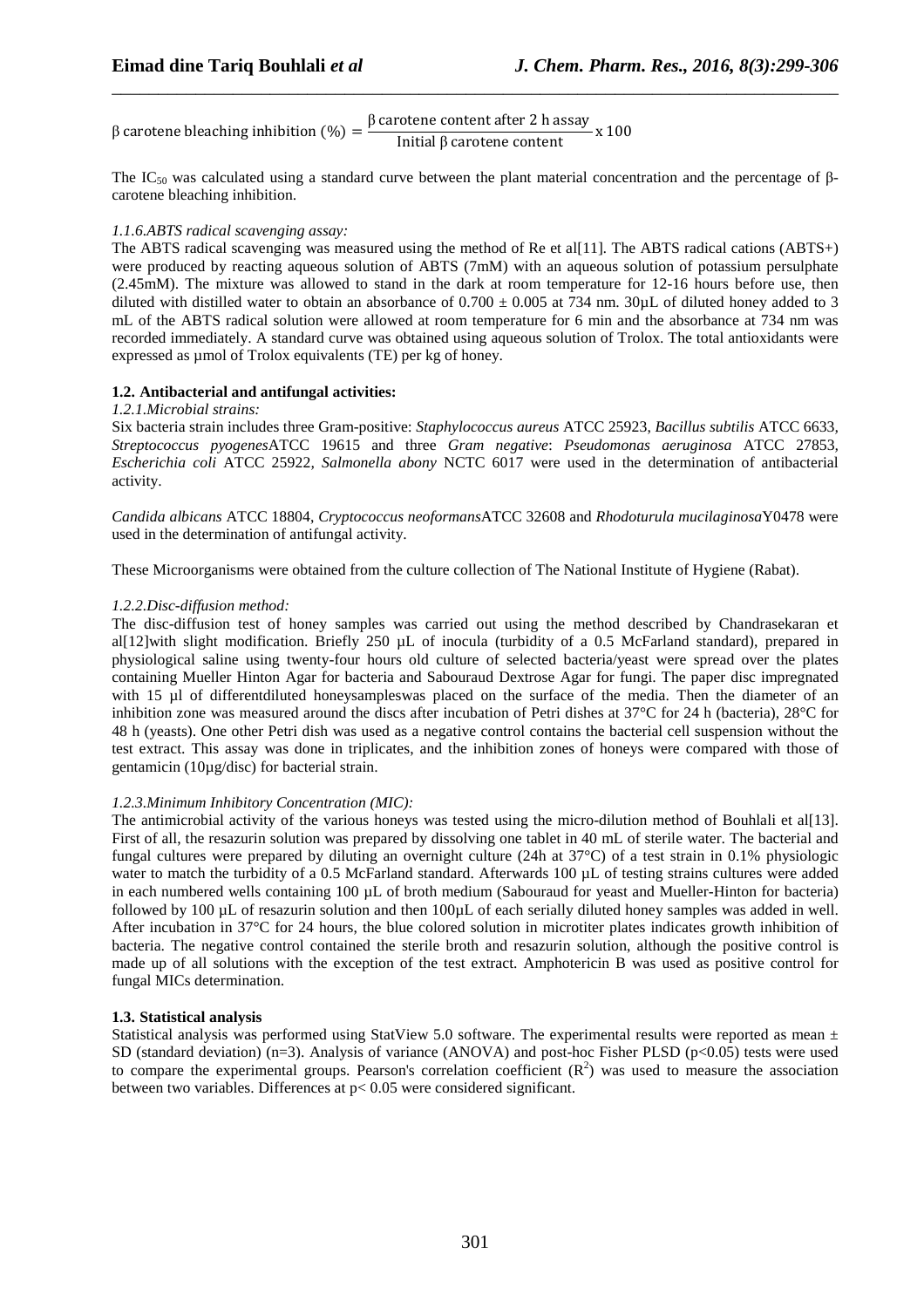$$\beta \text{ carotene bleaching inhibition } (\%) = \frac{\beta \text{ carotene content after 2 h assay}}{\text{Initial } \beta \text{ carotene content}} \times 100$$

The $IC_{50}$ was calculated using a standard curve between the plant material concentration and the percentage of β-carotene bleaching inhibition.

*1.1.6.ABTS radical scavenging assay:*

The ABTS radical scavenging was measured using the method of Re et al[11]. The ABTS radical cations ($ABTS^{+}$) were produced by reacting aqueous solution of ABTS (7mM) with an aqueous solution of potassium persulphate (2.45mM). The mixture was allowed to stand in the dark at room temperature for 12-16 hours before use, then diluted with distilled water to obtain an absorbance of $0.700 \pm 0.005$ at 734 nm. 30µL of diluted honey added to 3 mL of the ABTS radical solution were allowed at room temperature for 6 min and the absorbance at 734 nm was recorded immediately. A standard curve was obtained using aqueous solution of Trolox. The total antioxidants were expressed as µmol of Trolox equivalents (TE) per kg of honey.

**1.2. Antibacterial and antifungal activities:**

*1.2.1.Microbial strains:*

Six bacteria strain includes three Gram-positive: *Staphylococcus aureus* ATCC 25923, *Bacillus subtilis* ATCC 6633, *Streptococcus pyogenes*ATCC 19615 and three *Gram negative*: *Pseudomonas aeruginosa* ATCC 27853, *Escherichia coli* ATCC 25922, *Salmonella abony* NCTC 6017 were used in the determination of antibacterial activity.

*Candida albicans* ATCC 18804, *Cryptococcus neoformans*ATCC 32608 and *Rhodoturula mucilaginosa*Y0478 were used in the determination of antifungal activity.

These Microorganisms were obtained from the culture collection of The National Institute of Hygiene (Rabat).

*1.2.2.Disc-diffusion method:*

The disc-diffusion test of honey samples was carried out using the method described by Chandrasekaran et al[12]with slight modification. Briefly 250 µL of inocula (turbidity of a 0.5 McFarland standard), prepared in physiological saline using twenty-four hours old culture of selected bacteria/yeast were spread over the plates containing Mueller Hinton Agar for bacteria and Sabouraud Dextrose Agar for fungi. The paper disc impregnated with 15 µl of differentdiluted honeysampleswas placed on the surface of the media. Then the diameter of an inhibition zone was measured around the discs after incubation of Petri dishes at 37°C for 24 h (bacteria), 28°C for 48 h (yeasts). One other Petri dish was used as a negative control contains the bacterial cell suspension without the test extract. This assay was done in triplicates, and the inhibition zones of honeys were compared with those of gentamicin (10µg/disc) for bacterial strain.

*1.2.3.Minimum Inhibitory Concentration (MIC):*

The antimicrobial activity of the various honeys was tested using the micro-dilution method of Bouhlali et al[13]. First of all, the resazurin solution was prepared by dissolving one tablet in 40 mL of sterile water. The bacterial and fungal cultures were prepared by diluting an overnight culture (24h at 37°C) of a test strain in 0.1% physiologic water to match the turbidity of a 0.5 McFarland standard. Afterwards 100 µL of testing strains cultures were added in each numbered wells containing 100 µL of broth medium (Sabouraud for yeast and Mueller-Hinton for bacteria) followed by 100 µL of resazurin solution and then 100µL of each serially diluted honey samples was added in well. After incubation in 37°C for 24 hours, the blue colored solution in microtiter plates indicates growth inhibition of bacteria. The negative control contained the sterile broth and resazurin solution, although the positive control is made up of all solutions with the exception of the test extract. Amphotericin B was used as positive control for fungal MICs determination.

**1.3. Statistical analysis**

Statistical analysis was performed using StatView 5.0 software. The experimental results were reported as mean ± SD (standard deviation) (n=3). Analysis of variance (ANOVA) and post-hoc Fisher PLSD ($p<0.05$) tests were used to compare the experimental groups. Pearson's correlation coefficient ($R^2$) was used to measure the association between two variables. Differences at $p< 0.05$ were considered significant.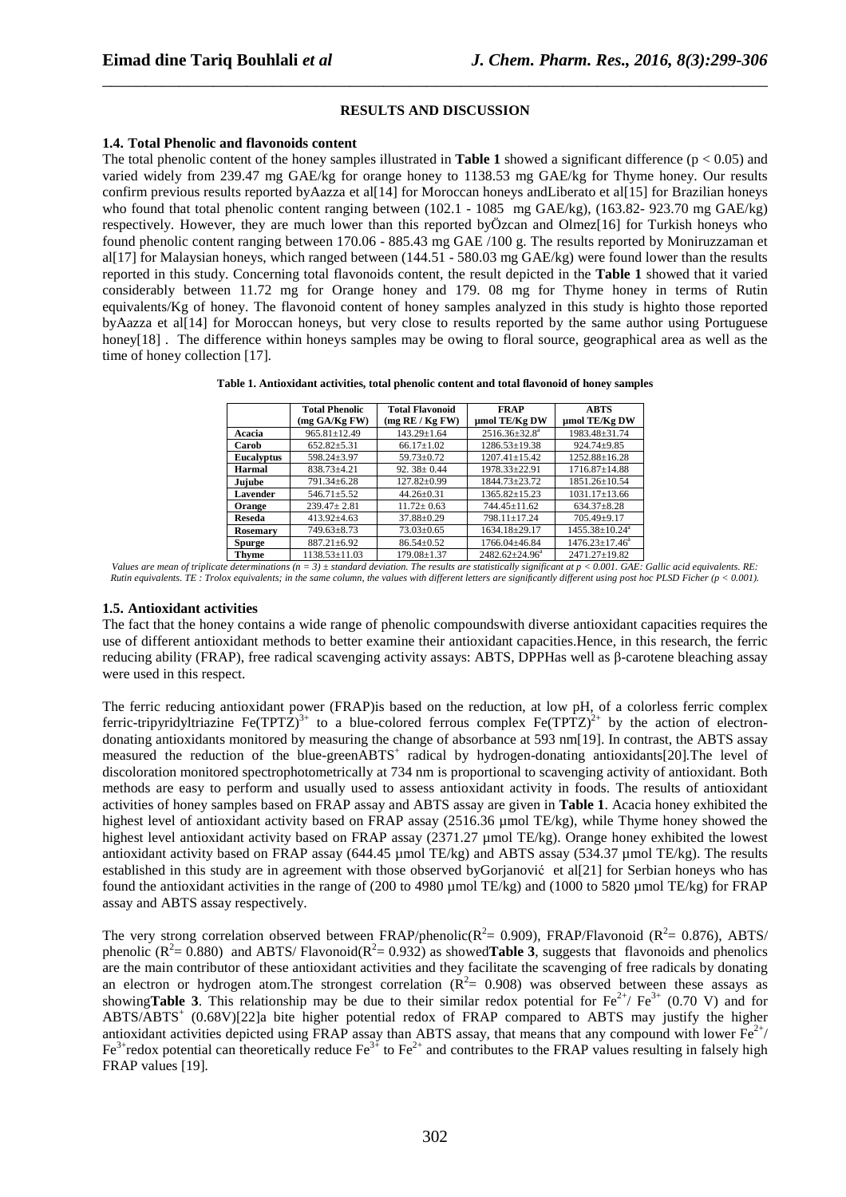## RESULTS AND DISCUSSION

### 1.4. Total Phenolic and flavonoids content

The total phenolic content of the honey samples illustrated in **Table 1** showed a significant difference ($p < 0.05$) and varied widely from 239.47 mg GAE/kg for orange honey to 1138.53 mg GAE/kg for Thyme honey. Our results confirm previous results reported byAazza et al[14] for Moroccan honeys andLiberato et al[15] for Brazilian honeys who found that total phenolic content ranging between (102.1 - 1085 mg GAE/kg), (163.82- 923.70 mg GAE/kg) respectively. However, they are much lower than this reported byÖzcan and Olmez[16] for Turkish honeys who found phenolic content ranging between 170.06 - 885.43 mg GAE /100 g. The results reported by Moniruzzaman et al[17] for Malaysian honeys, which ranged between (144.51 - 580.03 mg GAE/kg) were found lower than the results reported in this study. Concerning total flavonoids content, the result depicted in the **Table 1** showed that it varied considerably between 11.72 mg for Orange honey and 179. 08 mg for Thyme honey in terms of Rutin equivalents/Kg of honey. The flavonoid content of honey samples analyzed in this study is highto those reported byAazza et al[14] for Moroccan honeys, but very close to results reported by the same author using Portuguese honey[18] . The difference within honeys samples may be owing to floral source, geographical area as well as the time of honey collection [17].

**Table 1. Antioxidant activities, total phenolic content and total flavonoid of honey samples**

| | Total Phenolic (mg GA/Kg FW) | Total Flavonoid (mg RE / Kg FW) | FRAP µmol TE/Kg DW | ABTS µmol TE/Kg DW |
|---|---|---|---|---|
| **Acacia** | 965.81±12.49 | 143.29±1.64 | 2516.36±32.8[a] | 1983.48±31.74 |
| **Carob** | 652.82±5.31 | 66.17±1.02 | 1286.53±19.38 | 924.74±9.85 |
| **Eucalyptus** | 598.24±3.97 | 59.73±0.72 | 1207.41±15.42 | 1252.88±16.28 |
| **Harmal** | 838.73±4.21 | 92. 38± 0.44 | 1978.33±22.91 | 1716.87±14.88 |
| **Jujube** | 791.34±6.28 | 127.82±0.99 | 1844.73±23.72 | 1851.26±10.54 |
| **Lavender** | 546.71±5.52 | 44.26±0.31 | 1365.82±15.23 | 1031.17±13.66 |
| **Orange** | 239.47± 2.81 | 11.72± 0.63 | 744.45±11.62 | 634.37±8.28 |
| **Reseda** | 413.92±4.63 | 37.88±0.29 | 798.11±17.24 | 705.49±9.17 |
| **Rosemary** | 749.63±8.73 | 73.03±0.65 | 1634.18±29.17 | 1455.38±10.24[a] |
| **Spurge** | 887.21±6.92 | 86.54±0.52 | 1766.04±46.84 | 1476.23±17.46[a] |
| **Thyme** | 1138.53±11.03 | 179.08±1.37 | 2482.62±24.96[a] | 2471.27±19.82 |

*Values are mean of triplicate determinations (n = 3) ± standard deviation. The results are statistically significant at p < 0.001. GAE: Gallic acid equivalents. RE: Rutin equivalents. TE : Trolox equivalents; in the same column, the values with different letters are significantly different using post hoc PLSD Ficher (p < 0.001).*

### 1.5. Antioxidant activities

The fact that the honey contains a wide range of phenolic compoundswith diverse antioxidant capacities requires the use of different antioxidant methods to better examine their antioxidant capacities.Hence, in this research, the ferric reducing ability (FRAP), free radical scavenging activity assays: ABTS, DPPHas well as β-carotene bleaching assay were used in this respect.

The ferric reducing antioxidant power (FRAP)is based on the reduction, at low pH, of a colorless ferric complex ferric-tripyridyltriazine $Fe(TPTZ)^{3+}$ to a blue-colored ferrous complex $Fe(TPTZ)^{2+}$ by the action of electron-donating antioxidants monitored by measuring the change of absorbance at 593 nm[19]. In contrast, the ABTS assay measured the reduction of the blue-green$ABTS^{+}$ radical by hydrogen-donating antioxidants[20].The level of discoloration monitored spectrophotometrically at 734 nm is proportional to scavenging activity of antioxidant. Both methods are easy to perform and usually used to assess antioxidant activity in foods. The results of antioxidant activities of honey samples based on FRAP assay and ABTS assay are given in **Table 1**. Acacia honey exhibited the highest level of antioxidant activity based on FRAP assay (2516.36 µmol TE/kg), while Thyme honey showed the highest level antioxidant activity based on FRAP assay (2371.27 µmol TE/kg). Orange honey exhibited the lowest antioxidant activity based on FRAP assay (644.45 µmol TE/kg) and ABTS assay (534.37 µmol TE/kg). The results established in this study are in agreement with those observed byGorjanović et al[21] for Serbian honeys who has found the antioxidant activities in the range of (200 to 4980 µmol TE/kg) and (1000 to 5820 µmol TE/kg) for FRAP assay and ABTS assay respectively.

The very strong correlation observed between FRAP/phenolic($R^2$= 0.909), FRAP/Flavonoid ($R^2$= 0.876), ABTS/ phenolic ($R^2$= 0.880) and ABTS/ Flavonoid($R^2$= 0.932) as showed**Table 3**, suggests that flavonoids and phenolics are the main contributor of these antioxidant activities and they facilitate the scavenging of free radicals by donating an electron or hydrogen atom.The strongest correlation ($R^2$= 0.908) was observed between these assays as showing**Table 3**. This relationship may be due to their similar redox potential for $Fe^{2+}$/ $Fe^{3+}$ (0.70 V) and for $ABTS/ABTS^{+}$ (0.68V)[22]a bite higher potential redox of FRAP compared to ABTS may justify the higher antioxidant activities depicted using FRAP assay than ABTS assay, that means that any compound with lower $Fe^{2+}$/ $Fe^{3+}$redox potential can theoretically reduce $Fe^{3+}$ to $Fe^{2+}$ and contributes to the FRAP values resulting in falsely high FRAP values [19].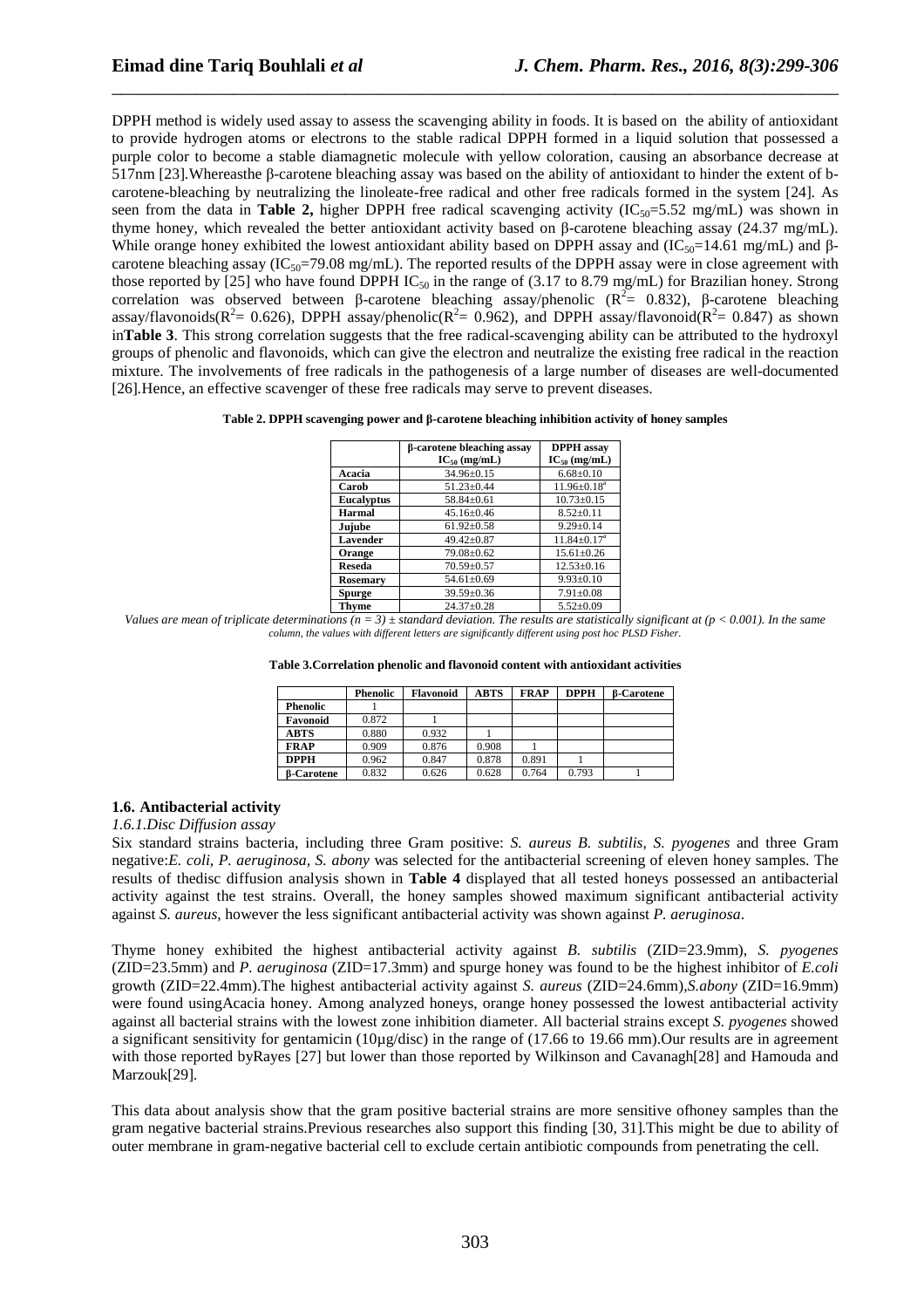DPPH method is widely used assay to assess the scavenging ability in foods. It is based on the ability of antioxidant to provide hydrogen atoms or electrons to the stable radical DPPH formed in a liquid solution that possessed a purple color to become a stable diamagnetic molecule with yellow coloration, causing an absorbance decrease at 517nm [23].Whereasthe β-carotene bleaching assay was based on the ability of antioxidant to hinder the extent of b-carotene-bleaching by neutralizing the linoleate-free radical and other free radicals formed in the system [24]. As seen from the data in **Table 2,** higher DPPH free radical scavenging activity ($IC_{50}$=5.52 mg/mL) was shown in thyme honey, which revealed the better antioxidant activity based on β-carotene bleaching assay (24.37 mg/mL). While orange honey exhibited the lowest antioxidant ability based on DPPH assay and ($IC_{50}$=14.61 mg/mL) and β-carotene bleaching assay ($IC_{50}$=79.08 mg/mL). The reported results of the DPPH assay were in close agreement with those reported by [25] who have found DPPH $IC_{50}$ in the range of (3.17 to 8.79 mg/mL) for Brazilian honey. Strong correlation was observed between β-carotene bleaching assay/phenolic ($R^2$= 0.832), β-carotene bleaching assay/flavonoids($R^2$= 0.626), DPPH assay/phenolic($R^2$= 0.962), and DPPH assay/flavonoid($R^2$= 0.847) as shown in**Table 3**. This strong correlation suggests that the free radical-scavenging ability can be attributed to the hydroxyl groups of phenolic and flavonoids, which can give the electron and neutralize the existing free radical in the reaction mixture. The involvements of free radicals in the pathogenesis of a large number of diseases are well-documented [26].Hence, an effective scavenger of these free radicals may serve to prevent diseases.

**Table 2. DPPH scavenging power and β-carotene bleaching inhibition activity of honey samples**

| | β-carotene bleaching assay $IC_{50}$ (mg/mL) | DPPH assay $IC_{50}$ (mg/mL) |
|---|---|---|
| **Acacia** | 34.96±0.15 | 6.68±0.10 |
| **Carob** | 51.23±0.44 | 11.96±0.18[a] |
| **Eucalyptus** | 58.84±0.61 | 10.73±0.15 |
| **Harmal** | 45.16±0.46 | 8.52±0.11 |
| **Jujube** | 61.92±0.58 | 9.29±0.14 |
| **Lavender** | 49.42±0.87 | 11.84±0.17[a] |
| **Orange** | 79.08±0.62 | 15.61±0.26 |
| **Reseda** | 70.59±0.57 | 12.53±0.16 |
| **Rosemary** | 54.61±0.69 | 9.93±0.10 |
| **Spurge** | 39.59±0.36 | 7.91±0.08 |
| **Thyme** | 24.37±0.28 | 5.52±0.09 |

*Values are mean of triplicate determinations ($n = 3$) ± standard deviation. The results are statistically significant at ($p < 0.001$). In the same column, the values with different letters are significantly different using post hoc PLSD Fisher.*

**Table 3.Correlation phenolic and flavonoid content with antioxidant activities**

| | Phenolic | Flavonoid | ABTS | FRAP | DPPH | β-Carotene |
|---|---|---|---|---|---|---|
| **Phenolic** | 1 | | | | | |
| **Favonoid** | 0.872 | 1 | | | | |
| **ABTS** | 0.880 | 0.932 | 1 | | | |
| **FRAP** | 0.909 | 0.876 | 0.908 | 1 | | |
| **DPPH** | 0.962 | 0.847 | 0.878 | 0.891 | 1 | |
| **β-Carotene** | 0.832 | 0.626 | 0.628 | 0.764 | 0.793 | 1 |

### 1.6. Antibacterial activity

*1.6.1.Disc Diffusion assay*

Six standard strains bacteria, including three Gram positive: *S. aureus B. subtilis, S. pyogenes* and three Gram negative:*E. coli, P. aeruginosa, S. abony* was selected for the antibacterial screening of eleven honey samples. The results of thedisc diffusion analysis shown in **Table 4** displayed that all tested honeys possessed an antibacterial activity against the test strains. Overall, the honey samples showed maximum significant antibacterial activity against *S. aureus*, however the less significant antibacterial activity was shown against *P. aeruginosa*.

Thyme honey exhibited the highest antibacterial activity against *B. subtilis* (ZID=23.9mm), *S. pyogenes* (ZID=23.5mm) and *P. aeruginosa* (ZID=17.3mm) and spurge honey was found to be the highest inhibitor of *E.coli* growth (ZID=22.4mm).The highest antibacterial activity against *S. aureus* (ZID=24.6mm),*S.abony* (ZID=16.9mm) were found usingAcacia honey. Among analyzed honeys, orange honey possessed the lowest antibacterial activity against all bacterial strains with the lowest zone inhibition diameter. All bacterial strains except *S. pyogenes* showed a significant sensitivity for gentamicin (10µg/disc) in the range of (17.66 to 19.66 mm).Our results are in agreement with those reported byRayes [27] but lower than those reported by Wilkinson and Cavanagh[28] and Hamouda and Marzouk[29].

This data about analysis show that the gram positive bacterial strains are more sensitive ofhoney samples than the gram negative bacterial strains.Previous researches also support this finding [30, 31].This might be due to ability of outer membrane in gram-negative bacterial cell to exclude certain antibiotic compounds from penetrating the cell.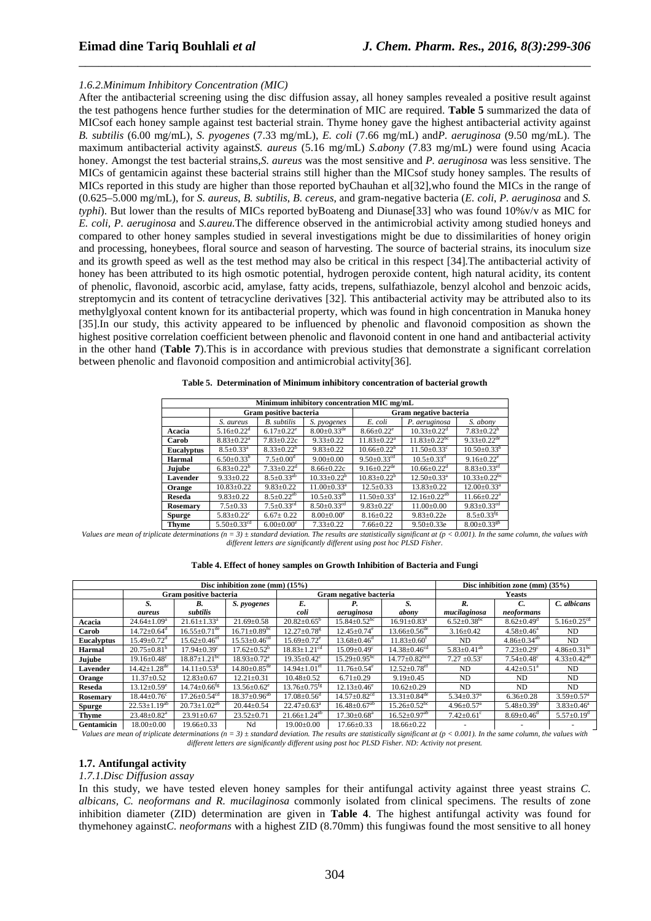*1.6.2.Minimum Inhibitory Concentration (MIC)*

After the antibacterial screening using the disc diffusion assay, all honey samples revealed a positive result against the test pathogens hence further studies for the determination of MIC are required. **Table 5** summarized the data of MICsof each honey sample against test bacterial strain. Thyme honey gave the highest antibacterial activity against *B. subtilis* (6.00 mg/mL), *S. pyogenes* (7.33 mg/mL), *E. coli* (7.66 mg/mL) and*P. aeruginosa* (9.50 mg/mL). The maximum antibacterial activity against*S. aureus* (5.16 mg/mL) *S.abony* (7.83 mg/mL) were found using Acacia honey. Amongst the test bacterial strains,*S. aureus* was the most sensitive and *P. aeruginosa* was less sensitive. The MICs of gentamicin against these bacterial strains still higher than the MICsof study honey samples. The results of MICs reported in this study are higher than those reported byChauhan et al[32],who found the MICs in the range of (0.625–5.000 mg/mL), for *S. aureus*, *B. subtilis*, *B. cereus*, and gram-negative bacteria (*E. coli*, *P. aeruginosa* and *S. typhi*). But lower than the results of MICs reported byBoateng and Diunase[33] who was found 10%v/v as MIC for *E. coli*, *P. aeruginosa* and *S.aureu*.The difference observed in the antimicrobial activity among studied honeys and compared to other honey samples studied in several investigations might be due to dissimilarities of honey origin and processing, honeybees, floral source and season of harvesting. The source of bacterial strains, its inoculum size and its growth speed as well as the test method may also be critical in this respect [34].The antibacterial activity of honey has been attributed to its high osmotic potential, hydrogen peroxide content, high natural acidity, its content of phenolic, flavonoid, ascorbic acid, amylase, fatty acids, trepens, sulfathiazole, benzyl alcohol and benzoic acids, streptomycin and its content of tetracycline derivatives [32]. This antibacterial activity may be attributed also to its methylglyoxal content known for its antibacterial property, which was found in high concentration in Manuka honey [35].In our study, this activity appeared to be influenced by phenolic and flavonoid composition as shown the highest positive correlation coefficient between phenolic and flavonoid content in one hand and antibacterial activity in the other hand (**Table 7**).This is in accordance with previous studies that demonstrate a significant correlation between phenolic and flavonoid composition and antimicrobial activity[36].

**Table 5. Determination of Minimum inhibitory concentration of bacterial growth**

| | Minimum inhibitory concentration MIC mg/mL | | | | | |
|---|---|---|---|---|---|---|
| | Gram positive bacteria | | | Gram negative bacteria | | |
| | *S. aureus* | *B. subtilis* | *S. pyogenes* | *E. coli* | *P. aeruginosa* | *S. abony* |
| **Acacia** | $5.16±0.22^{d}$ | $6.17±0.22^{e}$ | $8.00±0.33^{de}$ | $8.66±0.22^{e}$ | $10.33±0.22^{d}$ | $7.83±0.22^{h}$ |
| **Carob** | $8.83±0.22^{a}$ | 7.83±0.22c | 9.33±0.22 | $11.83±0.22^{a}$ | $11.83±0.22^{bc}$ | $9.33±0.22^{de}$ |
| **Eucalyptus** | $8.5±0.33^{a}$ | $8.33±0.22^{b}$ | 9.83±0.22 | $10.66±0.22^{b}$ | $11.50±0.33^{c}$ | $10.50±0.33^{b}$ |
| **Harmal** | $6.50±0.33^{b}$ | $7.5±0.00^{d}$ | 9.00±0.00 | $9.50±0.33^{cd}$ | $10.5±0.33^{d}$ | $9.16±0.22^{e}$ |
| **Jujube** | $6.83±0.22^{b}$ | $7.33±0.22^{d}$ | 8.66±0.22c | $9.16±0.22^{de}$ | $10.66±0.22^{d}$ | $8.83±0.33^{ef}$ |
| **Lavender** | 9.33±0.22 | $8.5±0.33^{ab}$ | $10.33±0.22^{b}$ | $10.83±0.22^{b}$ | $12.50±0.33^{a}$ | $10.33±0.22^{bc}$ |
| **Orange** | 10.83±0.22 | 9.83±0.22 | $11.00±0.33^{a}$ | 12.5±0.33 | 13.83±0.22 | $12.00±0.33^{a}$ |
| **Reseda** | 9.83±0.22 | $8.5±0.22^{ab}$ | $10.5±0.33^{ab}$ | $11.50±0.33^{a}$ | $12.16±0.22^{ab}$ | $11.66±0.22^{a}$ |
| **Rosemary** | 7.5±0.33 | $7.5±0.33^{cd}$ | $8.50±0.33^{cd}$ | $9.83±0.22^{c}$ | 11.00±0.00 | $9.83±0.33^{cd}$ |
| **Spurge** | $5.83±0.22^{c}$ | 6.67± 0.22 | $8.00±0.00^{e}$ | 8.16±0.22 | 9.83±0.22e | $8.5±0.33^{fg}$ |
| **Thyme** | $5.50±0.33^{cd}$ | $6.00±0.00^{e}$ | 7.33±0.22 | 7.66±0.22 | 9.50±0.33e | $8.00±0.33^{gh}$ |

*Values are mean of triplicate determinations (n = 3) ± standard deviation. The results are statistically significant at (p < 0.001). In the same column, the values with different letters are significantly different using post hoc PLSD Fisher.*

**Table 4. Effect of honey samples on Growth Inhibition of Bacteria and Fungi**

| | Disc inhibition zone (mm) (15%) | | | | | | Disc inhibition zone (mm) (35%) | | |
|---|---|---|---|---|---|---|---|---|---|
| | Gram positive bacteria | | | Gram negative bacteria | | | Yeasts | | |
| | *S. aureus* | *B. subtilis* | *S. pyogenes* | *E. coli* | *P. aeruginosa* | *S. abony* | *R. mucilaginosa* | *C. neoformans* | *C. albicans* |
| **Acacia** | $24.64±1.09^{a}$ | $21.61±1.33^{a}$ | 21.69±0.58 | $20.82±0.65^{b}$ | $15.84±0.52^{bc}$ | $16.91±0.83^{a}$ | $6.52±0.38^{bc}$ | $8.62±0.49^{d}$ | $5.16±0.25^{cd}$ |
| **Carob** | $14.72±0.64^{d}$ | $16.55±0.71^{de}$ | $16.71±0.89^{bc}$ | $12.27±0.78^{g}$ | $12.45±0.74^{e}$ | $13.66±0.56^{de}$ | 3.16±0.42 | $4.58±0.46^{a}$ | ND |
| **Eucalyptus** | $15.49±0.72^{d}$ | $15.62±0.46^{ef}$ | $15.53±0.46^{cd}$ | $15.69±0.72^{e}$ | $13.68±0.46^{d}$ | $11.83±0.60^{f}$ | ND | $4.86±0.34^{ab}$ | ND |
| **Harmal** | $20.75±0.81^{b}$ | $17.94±0.39^{c}$ | $17.62±0.52^{b}$ | $18.83±1.21^{cd}$ | $15.09±0.49^{c}$ | $14.38±0.46^{cd}$ | $5.83±0.41^{ab}$ | $7.23±0.29^{c}$ | $4.86±0.31^{bc}$ |
| **Jujube** | $19.16±0.48^{c}$ | $18.87±1.21^{bc}$ | $18.93±0.72^{a}$ | $19.35±0.42^{c}$ | $15.29±0.95^{bc}$ | $14.77±0.82^{bcd}$ | $7.27±0.53^{c}$ | $7.54±0.48^{c}$ | $4.33±0.42^{ab}$ |
| **Lavender** | $14.42±1.28^{de}$ | $14.11±0.53^{g}$ | $14.80±0.85^{de}$ | $14.94±1.01^{ef}$ | $11.76±0.54^{e}$ | $12.52±0.78^{ef}$ | ND | $4.42±0.51^{a}$ | ND |
| **Orange** | 11.37±0.52 | 12.83±0.67 | 12.21±0.31 | 10.48±0.52 | 6.71±0.29 | 9.19±0.45 | ND | ND | ND |
| **Reseda** | $13.12±0.59^{e}$ | $14.74±0.66^{fg}$ | $13.56±0.62^{e}$ | $13.76±0.75^{fg}$ | $12.13±0.46^{e}$ | 10.62±0.29 | ND | ND | ND |
| **Rosemary** | $18.44±0.76^{c}$ | $17.26±0.54^{cd}$ | $18.37±0.96^{ab}$ | $17.08±0.56^{d}$ | $14.57±0.82^{cd}$ | $13.31±0.84^{de}$ | $5.34±0.37^{a}$ | 6.36±0.28 | $3.59±0.57^{a}$ |
| **Spurge** | $22.53±1.19^{ab}$ | $20.73±1.02^{ab}$ | 20.44±0.54 | $22.47±0.63^{a}$ | $16.48±0.67^{ab}$ | $15.26±0.52^{bc}$ | $4.96±0.57^{a}$ | $5.48±0.39^{b}$ | $3.83±0.46^{a}$ |
| **Thyme** | $23.48±0.82^{a}$ | 23.91±0.67 | 23.52±0.71 | $21.66±1.24^{ab}$ | $17.30±0.68^{a}$ | $16.52±0.97^{ab}$ | $7.42±0.61^{c}$ | $8.69±0.46^{d}$ | $5.57±0.19^{d}$ |
| **Gentamicin** | 18.00±0.00 | 19.66±0.33 | Nd | 19.00±0.00 | 17.66±0.33 | 18.66±0.22 | - | - | - |

*Values are mean of triplicate determinations (n = 3) ± standard deviation. The results are statistically significant at (p < 0.001). In the same column, the values with different letters are significantly different using post hoc PLSD Fisher. ND: Activity not present.*

### 1.7. Antifungal activity

*1.7.1.Disc Diffusion assay*

In this study, we have tested eleven honey samples for their antifungal activity against three yeast strains *C. albicans, C. neoformans and R. mucilaginosa* commonly isolated from clinical specimens. The results of zone inhibition diameter (ZID) determination are given in **Table 4**. The highest antifungal activity was found for thymehoney against*C. neoformans* with a highest ZID (8.70mm) this fungiwas found the most sensitive to all honey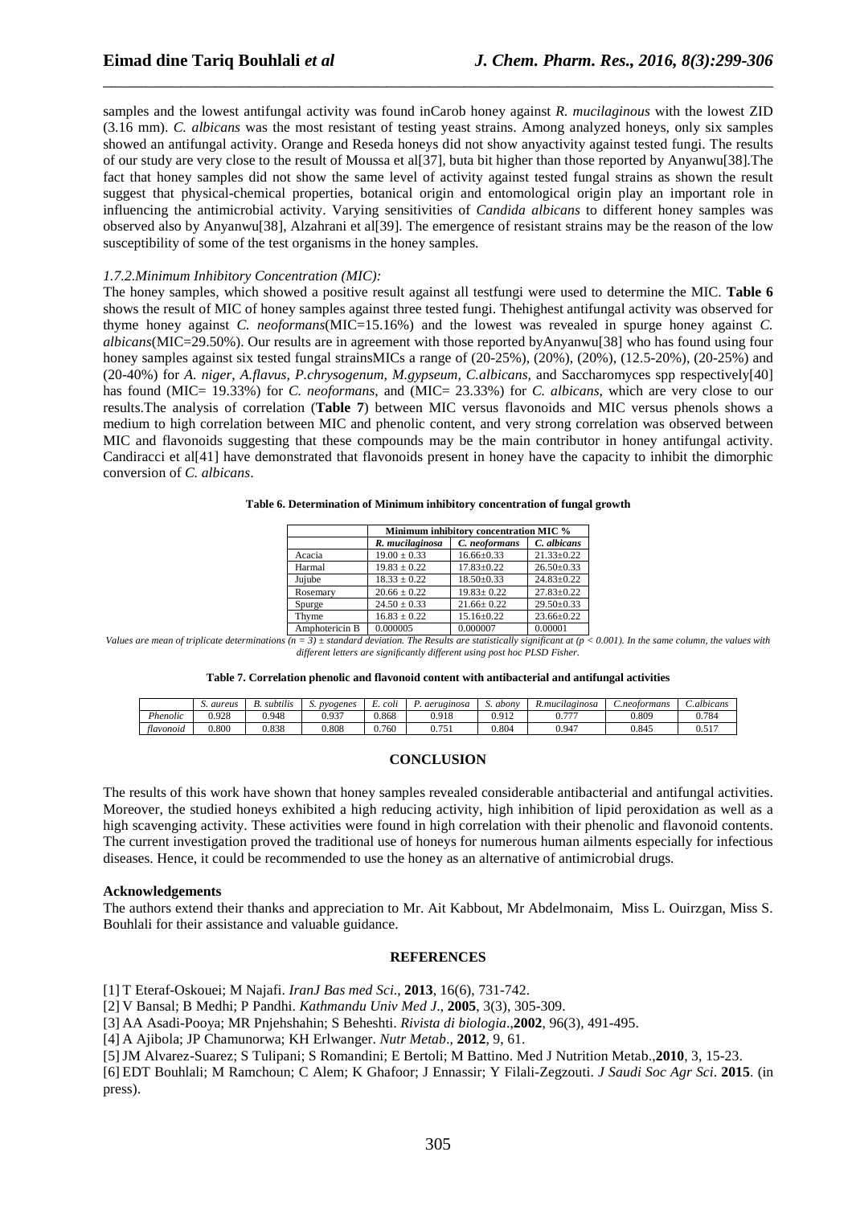samples and the lowest antifungal activity was found inCarob honey against *R. mucilaginous* with the lowest ZID (3.16 mm). *C. albicans* was the most resistant of testing yeast strains. Among analyzed honeys, only six samples showed an antifungal activity. Orange and Reseda honeys did not show anyactivity against tested fungi. The results of our study are very close to the result of Moussa et al[37], buta bit higher than those reported by Anyanwu[38].The fact that honey samples did not show the same level of activity against tested fungal strains as shown the result suggest that physical-chemical properties, botanical origin and entomological origin play an important role in influencing the antimicrobial activity. Varying sensitivities of *Candida albicans* to different honey samples was observed also by Anyanwu[38], Alzahrani et al[39]. The emergence of resistant strains may be the reason of the low susceptibility of some of the test organisms in the honey samples.

*1.7.2.Minimum Inhibitory Concentration (MIC):*

The honey samples, which showed a positive result against all testfungi were used to determine the MIC. **Table 6** shows the result of MIC of honey samples against three tested fungi. Thehighest antifungal activity was observed for thyme honey against *C. neoformans*(MIC=15.16%) and the lowest was revealed in spurge honey against *C. albicans*(MIC=29.50%). Our results are in agreement with those reported byAnyanwu[38] who has found using four honey samples against six tested fungal strainsMICs a range of (20-25%), (20%), (20%), (12.5-20%), (20-25%) and (20-40%) for *A. niger, A.flavus, P.chrysogenum, M.gypseum, C.albicans,* and Saccharomyces spp respectively[40] has found (MIC= 19.33%) for *C. neoformans*, and (MIC= 23.33%) for *C. albicans*, which are very close to our results.The analysis of correlation (**Table 7**) between MIC versus flavonoids and MIC versus phenols shows a medium to high correlation between MIC and phenolic content, and very strong correlation was observed between MIC and flavonoids suggesting that these compounds may be the main contributor in honey antifungal activity. Candiracci et al[41] have demonstrated that flavonoids present in honey have the capacity to inhibit the dimorphic conversion of *C. albicans*.

**Table 6. Determination of Minimum inhibitory concentration of fungal growth**

| | Minimum inhibitory concentration MIC % | | |
|---|---|---|---|
| | *R. mucilaginosa* | *C. neoformans* | *C. albicans* |
| Acacia | 19.00 ± 0.33 | 16.66±0.33 | 21.33±0.22 |
| Harmal | 19.83 ± 0.22 | 17.83±0.22 | 26.50±0.33 |
| Jujube | 18.33 ± 0.22 | 18.50±0.33 | 24.83±0.22 |
| Rosemary | 20.66 ± 0.22 | 19.83± 0.22 | 27.83±0.22 |
| Spurge | 24.50 ± 0.33 | 21.66± 0.22 | 29.50±0.33 |
| Thyme | 16.83 ± 0.22 | 15.16±0.22 | 23.66±0.22 |
| Amphotericin B | 0.000005 | 0.000007 | 0.00001 |

*Values are mean of triplicate determinations ($n = 3$) ± standard deviation. The Results are statistically significant at ($p < 0.001$). In the same column, the values with different letters are significantly different using post hoc PLSD Fisher.*

**Table 7. Correlation phenolic and flavonoid content with antibacterial and antifungal activities**

| | *S. aureus* | *B. subtilis* | *S. pyogenes* | *E. coli* | *P. aeruginosa* | *S. abony* | *R.mucilaginosa* | *C.neoformans* | *C.albicans* |
|---|---|---|---|---|---|---|---|---|---|
| *Phenolic* | 0.928 | 0.948 | 0.937 | 0.868 | 0.918 | 0.912 | 0.777 | 0.809 | 0.784 |
| *flavonoid* | 0.800 | 0.838 | 0.808 | 0.760 | 0.751 | 0.804 | 0.947 | 0.845 | 0.517 |

## CONCLUSION

The results of this work have shown that honey samples revealed considerable antibacterial and antifungal activities. Moreover, the studied honeys exhibited a high reducing activity, high inhibition of lipid peroxidation as well as a high scavenging activity. These activities were found in high correlation with their phenolic and flavonoid contents. The current investigation proved the traditional use of honeys for numerous human ailments especially for infectious diseases. Hence, it could be recommended to use the honey as an alternative of antimicrobial drugs.

**Acknowledgements**

The authors extend their thanks and appreciation to Mr. Ait Kabbout, Mr Abdelmonaim, Miss L. Ouirzgan, Miss S. Bouhlali for their assistance and valuable guidance.

## REFERENCES

[1] T Eteraf-Oskouei; M Najafi. *IranJ Bas med Sci*., **2013**, 16(6), 731-742.

[2] V Bansal; B Medhi; P Pandhi. *Kathmandu Univ Med J*., **2005**, 3(3), 305-309.

[3] AA Asadi-Pooya; MR Pnjehshahin; S Beheshti. *Rivista di biologia*.,**2002**, 96(3), 491-495.

[4] A Ajibola; JP Chamunorwa; KH Erlwanger. *Nutr Metab*., **2012**, 9, 61.

[5] JM Alvarez-Suarez; S Tulipani; S Romandini; E Bertoli; M Battino. Med J Nutrition Metab.,**2010**, 3, 15-23.

[6] EDT Bouhlali; M Ramchoun; C Alem; K Ghafoor; J Ennassir; Y Filali-Zegzouti. *J Saudi Soc Agr Sci*. **2015**. (in press).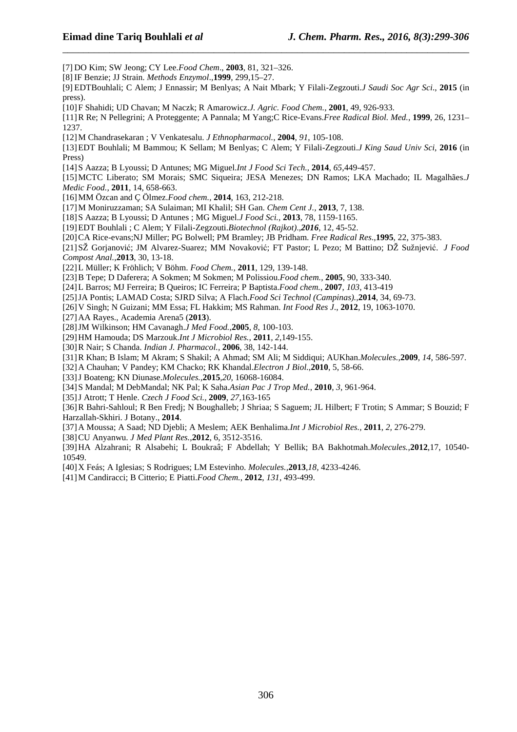[7] DO Kim; SW Jeong; CY Lee.*Food Chem*., **2003**, 81, 321–326.

[8] IF Benzie; JJ Strain. *Methods Enzymol*.,**1999**, 299,15–27.

[9] EDTBouhlali; C Alem; J Ennassir; M Benlyas; A Nait Mbark; Y Filali-Zegzouti.*J Saudi Soc Agr Sci*., **2015** (in press).

[10] F Shahidi; UD Chavan; M Naczk; R Amarowicz.*J. Agric. Food Chem.*, **2001**, 49, 926-933.

[11] R Re; N Pellegrini; A Proteggente; A Pannala; M Yang;C Rice-Evans.*Free Radical Biol. Med.*, **1999**, 26, 1231–1237.

[12] M Chandrasekaran ; V Venkatesalu. *J Ethnopharmacol.*, **2004**, *91*, 105-108.

[13] EDT Bouhlali; M Bammou; K Sellam; M Benlyas; C Alem; Y Filali-Zegzouti.*J King Saud Univ Sci*, **2016** (in Press)

[14] S Aazza; B Lyoussi; D Antunes; MG Miguel.*Int J Food Sci Tech.*, **2014**, *65*,449-457.

[15] MCTC Liberato; SM Morais; SMC Siqueira; JESA Menezes; DN Ramos; LKA Machado; IL Magalhães.*J Medic Food.*, **2011**, 14, 658-663.

[16] MM Özcan and Ç Ölmez.*Food chem.*, **2014**, 163, 212-218.

[17] M Moniruzzaman; SA Sulaiman; MI Khalil; SH Gan. *Chem Cent J.*, **2013**, 7, 138.

[18] S Aazza; B Lyoussi; D Antunes ; MG Miguel.*J Food Sci.*, **2013**, 78, 1159-1165.

[19] EDT Bouhlali ; C Alem; Y Filali-Zegzouti.*Biotechnol (Rajkot).*,***2016***, 12, 45-52.

[20] CA Rice-evans;NJ Miller; PG Bolwell; PM Bramley; JB Pridham. *Free Radical Res*.,**1995**, 22, 375-383.

[21] SŽ Gorjanović; JM Alvarez-Suarez; MM Novaković; FT Pastor; L Pezo; M Battino; DŽ Sužnjević. *J Food Compost Anal.*,**2013**, 30, 13-18.

[22] L Müller; K Fröhlich; V Böhm. *Food Chem.*, **2011**, 129, 139-148.

[23] B Tepe; D Daferera; A Sokmen; M Sokmen; M Polissiou.*Food chem.*, **2005**, 90, 333-340.

[24] L Barros; MJ Ferreira; B Queiros; IC Ferreira; P Baptista.*Food chem.*, **2007**, *103*, 413-419

[25] JA Pontis; LAMAD Costa; SJRD Silva; A Flach.*Food Sci Technol (Campinas).*,**2014**, 34, 69-73.

[26] V Singh; N Guizani; MM Essa; FL Hakkim; MS Rahman. *Int Food Res J*., **2012**, 19, 1063-1070.

[27] AA Rayes., Academia Arena5 (**2013**).

[28] JM Wilkinson; HM Cavanagh.*J Med Food.*,**2005**, *8*, 100-103.

[29] HM Hamouda; DS Marzouk.*Int J Microbiol Res.*, **2011**, *2*,149-155.

[30] R Nair; S Chanda. *Indian J. Pharmacol.*, **2006**, 38, 142-144.

[31] R Khan; B Islam; M Akram; S Shakil; A Ahmad; SM Ali; M Siddiqui; AUKhan.*Molecules*.,**2009**, *14*, 586-597.

[32] A Chauhan; V Pandey; KM Chacko; RK Khandal.*Electron J Biol.*,**2010**, 5, 58-66.

[33] J Boateng; KN Diunase.*Molecules.*,**2015**,*20*, 16068-16084.

[34] S Mandal; M DebMandal; NK Pal; K Saha.*Asian Pac J Trop Med.*, **2010**, *3*, 961-964.

[35] J Atrott; T Henle. *Czech J Food Sci.*, **2009**, *27*,163-165

[36] R Bahri-Sahloul; R Ben Fredj; N Boughalleb; J Shriaa; S Saguem; JL Hilbert; F Trotin; S Ammar; S Bouzid; F Harzallah-Skhiri. J Botany., **2014**.

[37] A Moussa; A Saad; ND Djebli; A Meslem; AEK Benhalima.*Int J Microbiol Res.*, **2011**, *2*, 276-279.

[38] CU Anyanwu. *J Med Plant Res.*,**2012**, 6, 3512-3516.

[39] HA Alzahrani; R Alsabehi; L Boukraâ; F Abdellah; Y Bellik; BA Bakhotmah.*Molecules.*,**2012**,17, 10540-10549.

[40] X Feás; A Iglesias; S Rodrigues; LM Estevinho. *Molecules.*,**2013**,*18*, 4233-4246.

[41] M Candiracci; B Citterio; E Piatti.*Food Chem.*, **2012**, *131*, 493-499.